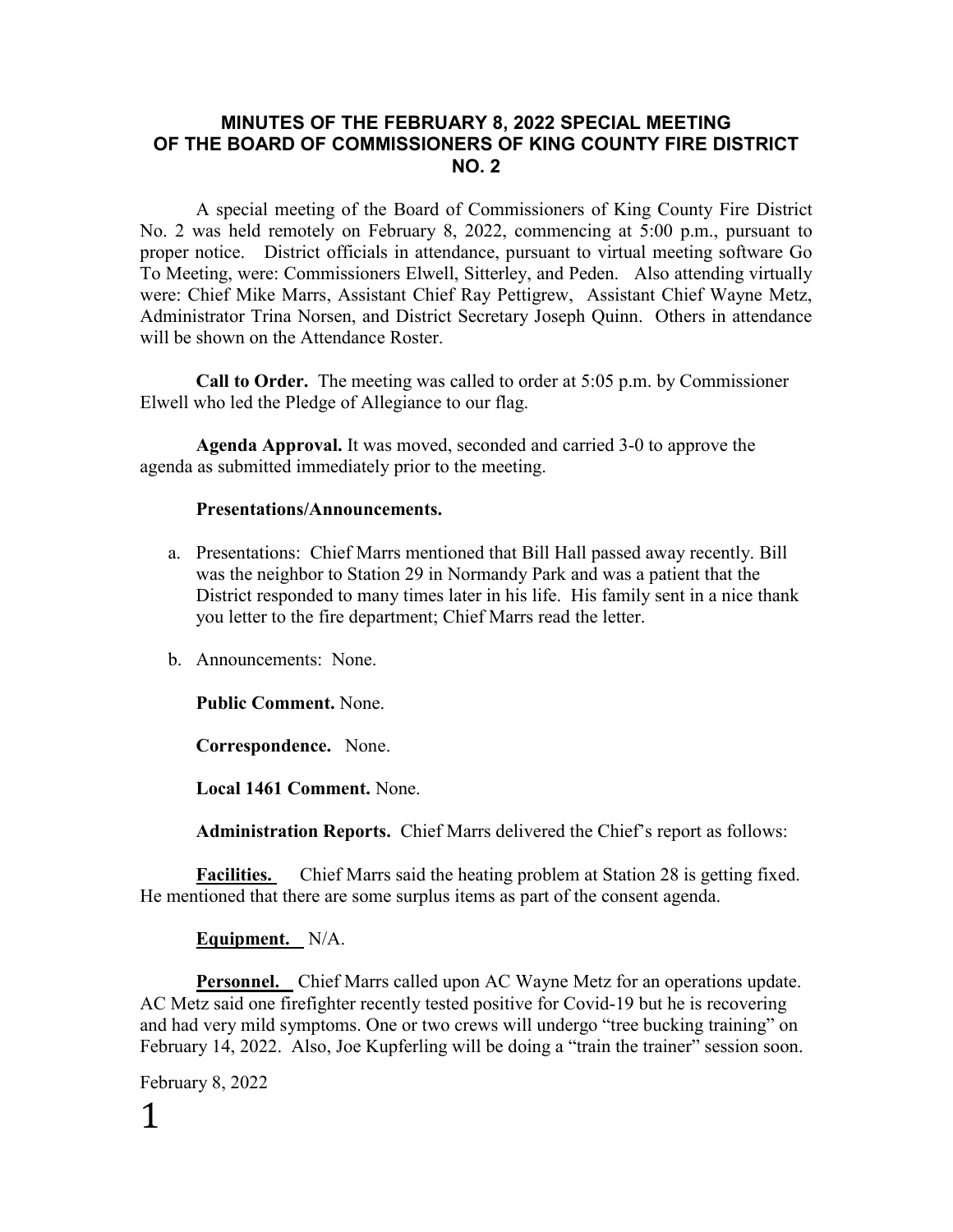# MINUTES OF THE FEBRUARY 8, 2022 SPECIAL MEETING OF THE BOARD OF COMMISSIONERS OF KING COUNTY FIRE DISTRICT NO. 2

A special meeting of the Board of Commissioners of King County Fire District No. 2 was held remotely on February 8, 2022, commencing at 5:00 p.m., pursuant to proper notice. District officials in attendance, pursuant to virtual meeting software Go To Meeting, were: Commissioners Elwell, Sitterley, and Peden. Also attending virtually were: Chief Mike Marrs, Assistant Chief Ray Pettigrew, Assistant Chief Wayne Metz, Administrator Trina Norsen, and District Secretary Joseph Quinn. Others in attendance will be shown on the Attendance Roster.

**Call to Order.** The meeting was called to order at 5:05 p.m. by Commissioner Elwell who led the Pledge of Allegiance to our flag.

**Agenda Approval.** It was moved, seconded and carried 3-0 to approve the agenda as submitted immediately prior to the meeting.

**Presentations/Announcements.**

a. Presentations: Chief Marrs mentioned that Bill Hall passed away recently. Bill was the neighbor to Station 29 in Normandy Park and was a patient that the District responded to many times later in his life. His family sent in a nice thank you letter to the fire department; Chief Marrs read the letter.

b. Announcements: None.

**Public Comment.** None.

**Correspondence.** None.

**Local 1461 Comment.** None.

**Administration Reports.** Chief Marrs delivered the Chief's report as follows:

**Facilities.** Chief Marrs said the heating problem at Station 28 is getting fixed. He mentioned that there are some surplus items as part of the consent agenda.

**Equipment.** N/A.

**Personnel.** Chief Marrs called upon AC Wayne Metz for an operations update. AC Metz said one firefighter recently tested positive for Covid-19 but he is recovering and had very mild symptoms. One or two crews will undergo "tree bucking training" on February 14, 2022. Also, Joe Kupferling will be doing a "train the trainer" session soon.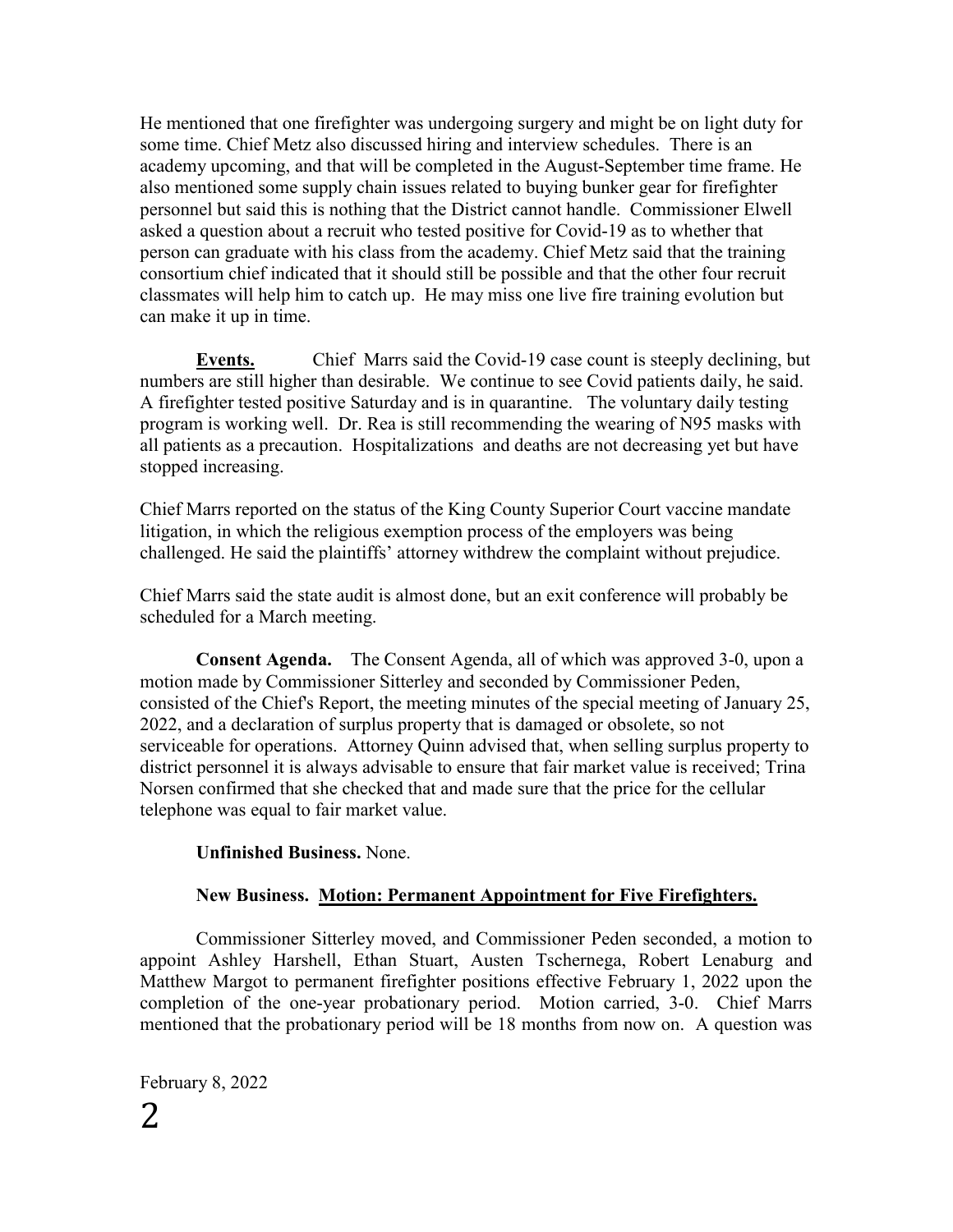He mentioned that one firefighter was undergoing surgery and might be on light duty for some time. Chief Metz also discussed hiring and interview schedules. There is an academy upcoming, and that will be completed in the August-September time frame. He also mentioned some supply chain issues related to buying bunker gear for firefighter personnel but said this is nothing that the District cannot handle. Commissioner Elwell asked a question about a recruit who tested positive for Covid-19 as to whether that person can graduate with his class from the academy. Chief Metz said that the training consortium chief indicated that it should still be possible and that the other four recruit classmates will help him to catch up. He may miss one live fire training evolution but can make it up in time.

**Events.** Chief Marrs said the Covid-19 case count is steeply declining, but numbers are still higher than desirable. We continue to see Covid patients daily, he said. A firefighter tested positive Saturday and is in quarantine. The voluntary daily testing program is working well. Dr. Rea is still recommending the wearing of N95 masks with all patients as a precaution. Hospitalizations and deaths are not decreasing yet but have stopped increasing.

Chief Marrs reported on the status of the King County Superior Court vaccine mandate litigation, in which the religious exemption process of the employers was being challenged. He said the plaintiffs' attorney withdrew the complaint without prejudice.

Chief Marrs said the state audit is almost done, but an exit conference will probably be scheduled for a March meeting.

**Consent Agenda.** The Consent Agenda, all of which was approved 3-0, upon a motion made by Commissioner Sitterley and seconded by Commissioner Peden, consisted of the Chief's Report, the meeting minutes of the special meeting of January 25, 2022, and a declaration of surplus property that is damaged or obsolete, so not serviceable for operations. Attorney Quinn advised that, when selling surplus property to district personnel it is always advisable to ensure that fair market value is received; Trina Norsen confirmed that she checked that and made sure that the price for the cellular telephone was equal to fair market value.

**Unfinished Business.** None.

**New Business. <u>Motion: Permanent Appointment for Five Firefighters.</u>**

Commissioner Sitterley moved, and Commissioner Peden seconded, a motion to appoint Ashley Harshell, Ethan Stuart, Austen Tschernega, Robert Lenaburg and Matthew Margot to permanent firefighter positions effective February 1, 2022 upon the completion of the one-year probationary period. Motion carried, 3-0. Chief Marrs mentioned that the probationary period will be 18 months from now on. A question was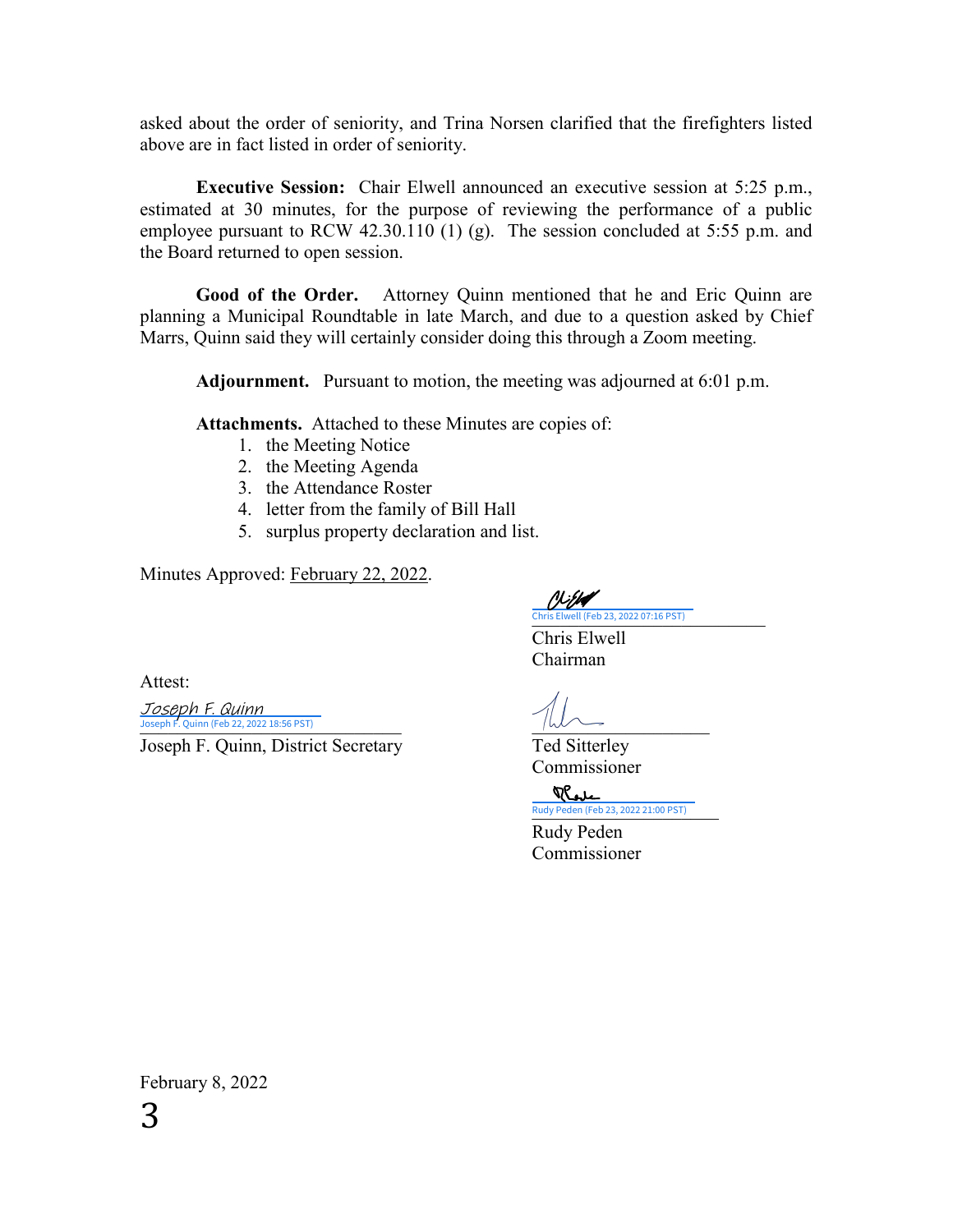asked about the order of seniority, and Trina Norsen clarified that the firefighters listed above are in fact listed in order of seniority.

**Executive Session:** Chair Elwell announced an executive session at 5:25 p.m., estimated at 30 minutes, for the purpose of reviewing the performance of a public employee pursuant to RCW 42.30.110 (1) (g). The session concluded at 5:55 p.m. and the Board returned to open session.

**Good of the Order.** Attorney Quinn mentioned that he and Eric Quinn are planning a Municipal Roundtable in late March, and due to a question asked by Chief Marrs, Quinn said they will certainly consider doing this through a Zoom meeting.

**Adjournment.** Pursuant to motion, the meeting was adjourned at 6:01 p.m.

**Attachments.** Attached to these Minutes are copies of:

1. the Meeting Notice
2. the Meeting Agenda
3. the Attendance Roster
4. letter from the family of Bill Hall
5. surplus property declaration and list.

Minutes Approved: February 22, 2022.

Chris Elwell (Feb 23, 2022 07:16 PST)
Chris Elwell
Chairman

Attest:

Joseph F. Quinn
Joseph F. Quinn (Feb 22, 2022 18:56 PST)
Joseph F. Quinn, District Secretary

Ted Sitterley
Commissioner

Rudy Peden (Feb 23, 2022 21:00 PST)
Rudy Peden
Commissioner

February 8, 2022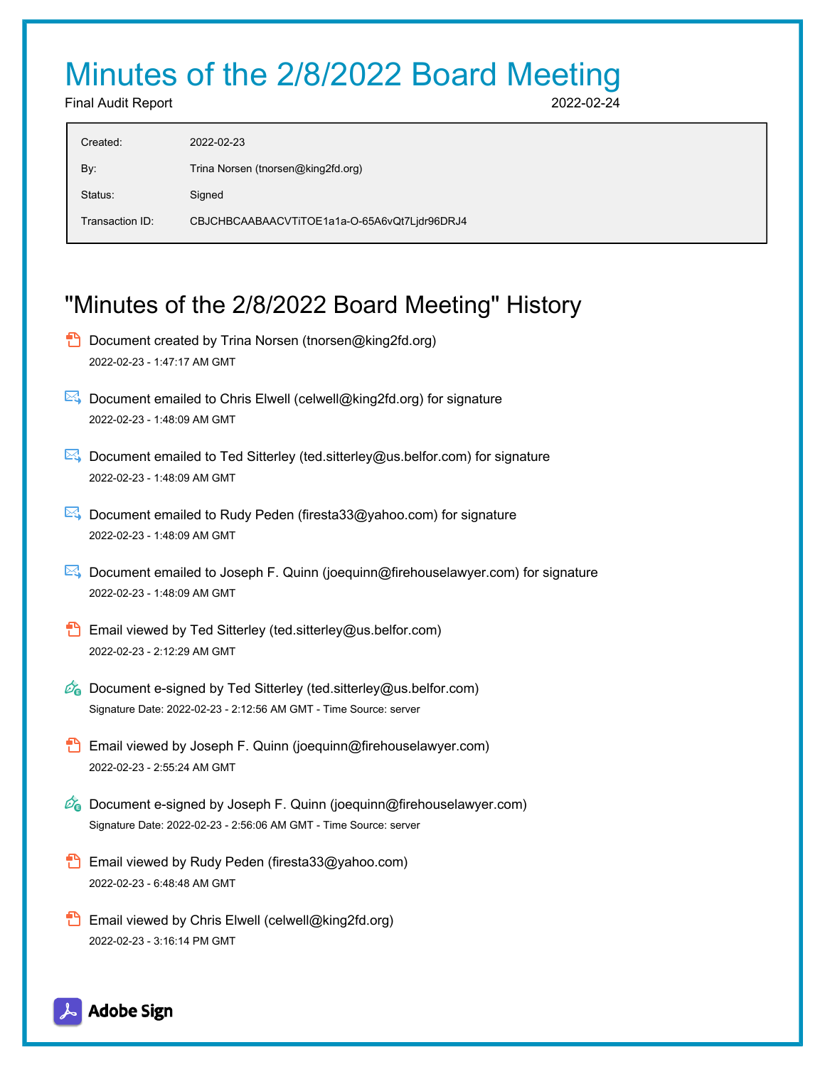# Minutes of the 2/8/2022 Board Meeting

Final Audit Report 2022-02-24

| | |
|---|---|
| Created: | 2022-02-23 |
| By: | Trina Norsen (tnorsen@king2fd.org) |
| Status: | Signed |
| Transaction ID: | CBJCHBCAABAACVTiTOE1a1a-O-65A6vQt7Ljdr96DRJ4 |

## "Minutes of the 2/8/2022 Board Meeting" History

- Document created by Trina Norsen (tnorsen@king2fd.org)
  2022-02-23 - 1:47:17 AM GMT

- Document emailed to Chris Elwell (celwell@king2fd.org) for signature
  2022-02-23 - 1:48:09 AM GMT

- Document emailed to Ted Sitterley (ted.sitterley@us.belfor.com) for signature
  2022-02-23 - 1:48:09 AM GMT

- Document emailed to Rudy Peden (firesta33@yahoo.com) for signature
  2022-02-23 - 1:48:09 AM GMT

- Document emailed to Joseph F. Quinn (joequinn@firehouselawyer.com) for signature
  2022-02-23 - 1:48:09 AM GMT

- Email viewed by Ted Sitterley (ted.sitterley@us.belfor.com)
  2022-02-23 - 2:12:29 AM GMT

- Document e-signed by Ted Sitterley (ted.sitterley@us.belfor.com)
  Signature Date: 2022-02-23 - 2:12:56 AM GMT - Time Source: server

- Email viewed by Joseph F. Quinn (joequinn@firehouselawyer.com)
  2022-02-23 - 2:55:24 AM GMT

- Document e-signed by Joseph F. Quinn (joequinn@firehouselawyer.com)
  Signature Date: 2022-02-23 - 2:56:06 AM GMT - Time Source: server

- Email viewed by Rudy Peden (firesta33@yahoo.com)
  2022-02-23 - 6:48:48 AM GMT

- Email viewed by Chris Elwell (celwell@king2fd.org)
  2022-02-23 - 3:16:14 PM GMT

Adobe Sign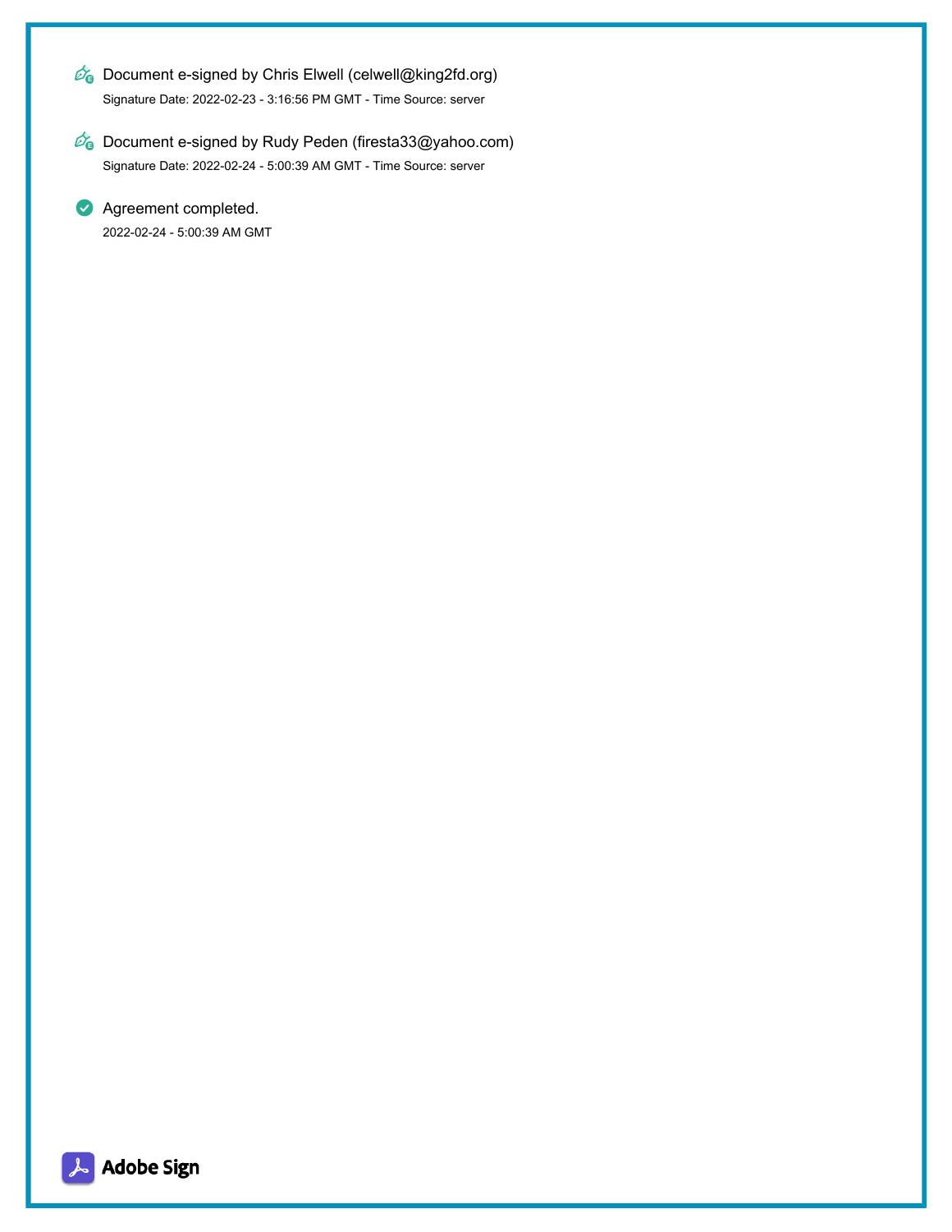Document e-signed by Chris Elwell (celwell@king2fd.org)

Signature Date: 2022-02-23 - 3:16:56 PM GMT - Time Source: server

Document e-signed by Rudy Peden (firesta33@yahoo.com)

Signature Date: 2022-02-24 - 5:00:39 AM GMT - Time Source: server

Agreement completed.

2022-02-24 - 5:00:39 AM GMT

Adobe Sign